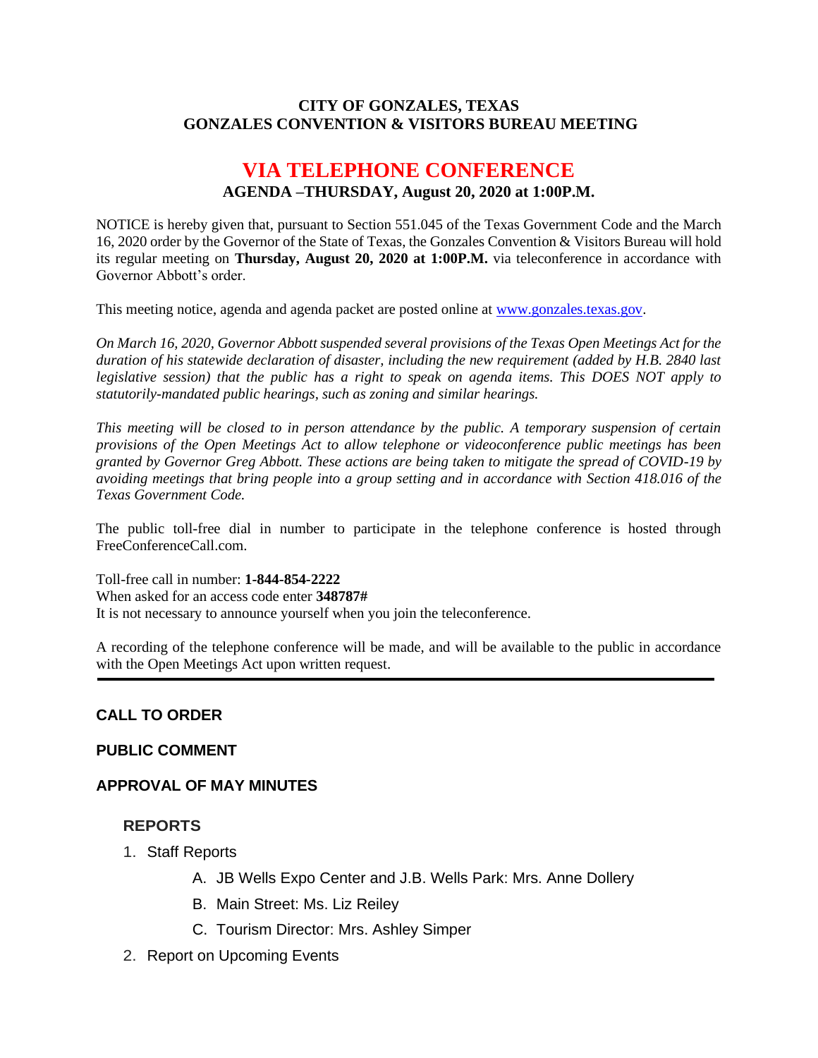**CITY OF GONZALES, TEXAS**
**GONZALES CONVENTION & VISITORS BUREAU MEETING**

# VIA TELEPHONE CONFERENCE

**AGENDA –THURSDAY, August 20, 2020 at 1:00P.M.**

NOTICE is hereby given that, pursuant to Section 551.045 of the Texas Government Code and the March 16, 2020 order by the Governor of the State of Texas, the Gonzales Convention & Visitors Bureau will hold its regular meeting on **Thursday, August 20, 2020 at 1:00P.M.** via teleconference in accordance with Governor Abbott's order.

This meeting notice, agenda and agenda packet are posted online at www.gonzales.texas.gov.

*On March 16, 2020, Governor Abbott suspended several provisions of the Texas Open Meetings Act for the duration of his statewide declaration of disaster, including the new requirement (added by H.B. 2840 last legislative session) that the public has a right to speak on agenda items. This DOES NOT apply to statutorily-mandated public hearings, such as zoning and similar hearings.*

*This meeting will be closed to in person attendance by the public. A temporary suspension of certain provisions of the Open Meetings Act to allow telephone or videoconference public meetings has been granted by Governor Greg Abbott. These actions are being taken to mitigate the spread of COVID-19 by avoiding meetings that bring people into a group setting and in accordance with Section 418.016 of the Texas Government Code.*

The public toll-free dial in number to participate in the telephone conference is hosted through FreeConferenceCall.com.

Toll-free call in number: **1-844-854-2222**
When asked for an access code enter **348787#**
It is not necessary to announce yourself when you join the teleconference.

A recording of the telephone conference will be made, and will be available to the public in accordance with the Open Meetings Act upon written request.

---

## CALL TO ORDER

## PUBLIC COMMENT

## APPROVAL OF MAY MINUTES

### REPORTS

1. Staff Reports
   - A. JB Wells Expo Center and J.B. Wells Park: Mrs. Anne Dollery
   - B. Main Street: Ms. Liz Reiley
   - C. Tourism Director: Mrs. Ashley Simper
2. Report on Upcoming Events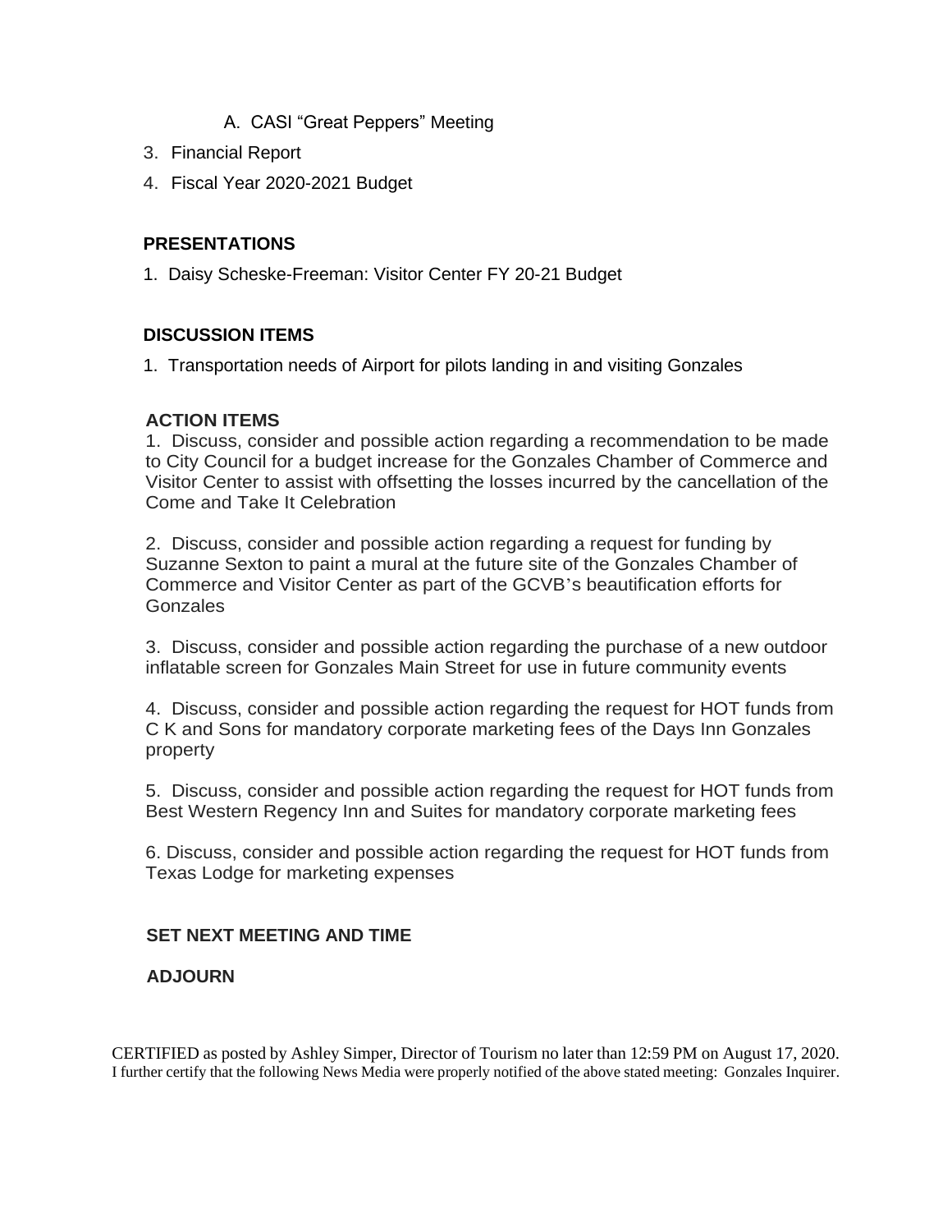A. CASI "Great Peppers" Meeting

3. Financial Report
4. Fiscal Year 2020-2021 Budget

## PRESENTATIONS

1. Daisy Scheske-Freeman: Visitor Center FY 20-21 Budget

## DISCUSSION ITEMS

1. Transportation needs of Airport for pilots landing in and visiting Gonzales

## ACTION ITEMS

1. Discuss, consider and possible action regarding a recommendation to be made to City Council for a budget increase for the Gonzales Chamber of Commerce and Visitor Center to assist with offsetting the losses incurred by the cancellation of the Come and Take It Celebration

2. Discuss, consider and possible action regarding a request for funding by Suzanne Sexton to paint a mural at the future site of the Gonzales Chamber of Commerce and Visitor Center as part of the GCVB's beautification efforts for Gonzales

3. Discuss, consider and possible action regarding the purchase of a new outdoor inflatable screen for Gonzales Main Street for use in future community events

4. Discuss, consider and possible action regarding the request for HOT funds from C K and Sons for mandatory corporate marketing fees of the Days Inn Gonzales property

5. Discuss, consider and possible action regarding the request for HOT funds from Best Western Regency Inn and Suites for mandatory corporate marketing fees

6. Discuss, consider and possible action regarding the request for HOT funds from Texas Lodge for marketing expenses

## SET NEXT MEETING AND TIME

## ADJOURN

CERTIFIED as posted by Ashley Simper, Director of Tourism no later than 12:59 PM on August 17, 2020. I further certify that the following News Media were properly notified of the above stated meeting: Gonzales Inquirer.